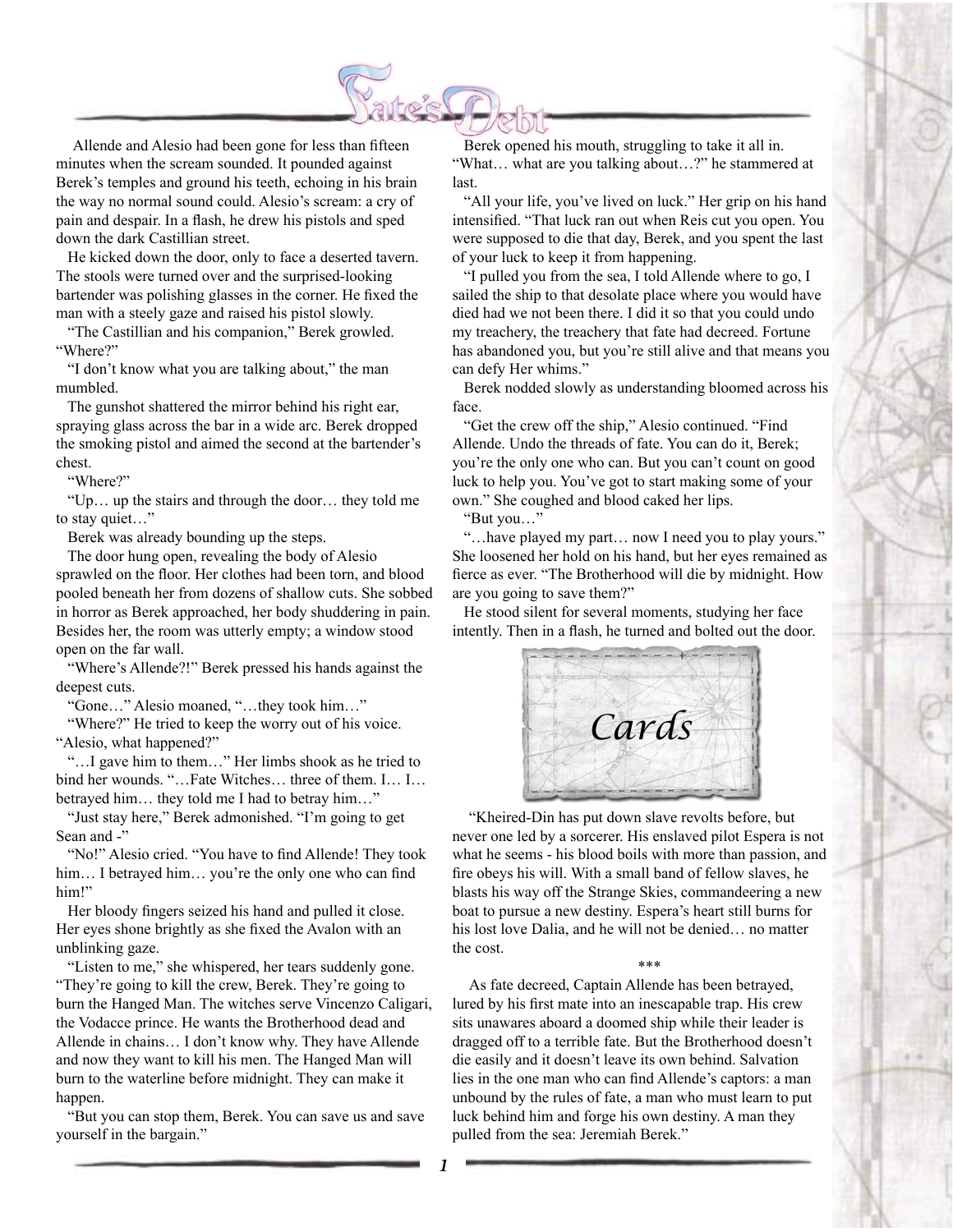Allende and Alesio had been gone for less than fifteen minutes when the scream sounded. It pounded against Berek's temples and ground his teeth, echoing in his brain the way no normal sound could. Alesio's scream: a cry of pain and despair. In a flash, he drew his pistols and sped down the dark Castillian street.

He kicked down the door, only to face a deserted tavern. The stools were turned over and the surprised-looking bartender was polishing glasses in the corner. He fixed the man with a steely gaze and raised his pistol slowly.

"The Castillian and his companion," Berek growled. "Where?"

"I don't know what you are talking about," the man mumbled.

The gunshot shattered the mirror behind his right ear, spraying glass across the bar in a wide arc. Berek dropped the smoking pistol and aimed the second at the bartender's chest.

"Where?"

"Up… up the stairs and through the door… they told me to stay quiet…"

Berek was already bounding up the steps.

The door hung open, revealing the body of Alesio sprawled on the floor. Her clothes had been torn, and blood pooled beneath her from dozens of shallow cuts. She sobbed in horror as Berek approached, her body shuddering in pain. Besides her, the room was utterly empty; a window stood open on the far wall.

"Where's Allende?!" Berek pressed his hands against the deepest cuts.

"Gone…" Alesio moaned, "…they took him…"

"Where?" He tried to keep the worry out of his voice. "Alesio, what happened?"

"…I gave him to them…" Her limbs shook as he tried to bind her wounds. "…Fate Witches… three of them. I… I… betrayed him… they told me I had to betray him…"

"Just stay here," Berek admonished. "I'm going to get Sean and -"

"No!" Alesio cried. "You have to find Allende! They took him… I betrayed him… you're the only one who can find him!"

Her bloody fingers seized his hand and pulled it close. Her eyes shone brightly as she fixed the Avalon with an unblinking gaze.

"Listen to me," she whispered, her tears suddenly gone. "They're going to kill the crew, Berek. They're going to burn the Hanged Man. The witches serve Vincenzo Caligari, the Vodacce prince. He wants the Brotherhood dead and Allende in chains… I don't know why. They have Allende and now they want to kill his men. The Hanged Man will burn to the waterline before midnight. They can make it happen.

"But you can stop them, Berek. You can save us and save yourself in the bargain."

Berek opened his mouth, struggling to take it all in. "What… what are you talking about…?" he stammered at last.

"All your life, you've lived on luck." Her grip on his hand intensified. "That luck ran out when Reis cut you open. You were supposed to die that day, Berek, and you spent the last of your luck to keep it from happening.

"I pulled you from the sea, I told Allende where to go, I sailed the ship to that desolate place where you would have died had we not been there. I did it so that you could undo my treachery, the treachery that fate had decreed. Fortune has abandoned you, but you're still alive and that means you can defy Her whims."

Berek nodded slowly as understanding bloomed across his face.

"Get the crew off the ship," Alesio continued. "Find Allende. Undo the threads of fate. You can do it, Berek; you're the only one who can. But you can't count on good luck to help you. You've got to start making some of your own." She coughed and blood caked her lips.

"But you…"

"…have played my part… now I need you to play yours." She loosened her hold on his hand, but her eyes remained as fierce as ever. "The Brotherhood will die by midnight. How are you going to save them?"

He stood silent for several moments, studying her face intently. Then in a flash, he turned and bolted out the door.

## *Cards*

"Kheired-Din has put down slave revolts before, but never one led by a sorcerer. His enslaved pilot Espera is not what he seems - his blood boils with more than passion, and fire obeys his will. With a small band of fellow slaves, he blasts his way off the Strange Skies, commandeering a new boat to pursue a new destiny. Espera's heart still burns for his lost love Dalia, and he will not be denied… no matter the cost.

\*\*\*

As fate decreed, Captain Allende has been betrayed, lured by his first mate into an inescapable trap. His crew sits unawares aboard a doomed ship while their leader is dragged off to a terrible fate. But the Brotherhood doesn't die easily and it doesn't leave its own behind. Salvation lies in the one man who can find Allende's captors: a man unbound by the rules of fate, a man who must learn to put luck behind him and forge his own destiny. A man they pulled from the sea: Jeremiah Berek."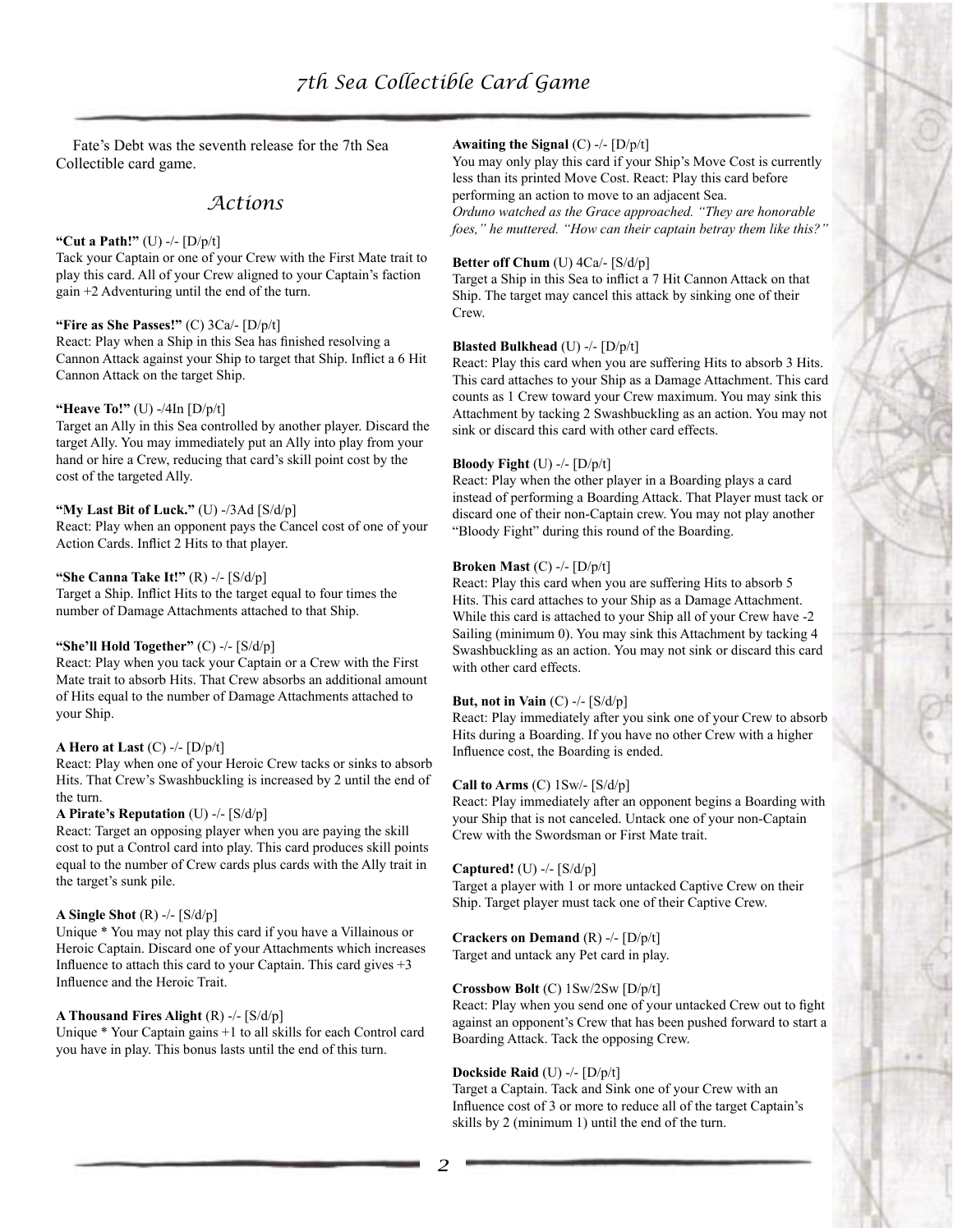# 7th Sea Collectible Card Game

Fate's Debt was the seventh release for the 7th Sea Collectible card game.

## Actions

**"Cut a Path!"** (U) -/- [D/p/t]
Tack your Captain or one of your Crew with the First Mate trait to play this card. All of your Crew aligned to your Captain's faction gain +2 Adventuring until the end of the turn.

**"Fire as She Passes!"** (C) 3Ca/- [D/p/t]
React: Play when a Ship in this Sea has finished resolving a Cannon Attack against your Ship to target that Ship. Inflict a 6 Hit Cannon Attack on the target Ship.

**"Heave To!"** (U) -/4In [D/p/t]
Target an Ally in this Sea controlled by another player. Discard the target Ally. You may immediately put an Ally into play from your hand or hire a Crew, reducing that card's skill point cost by the cost of the targeted Ally.

**"My Last Bit of Luck."** (U) -/3Ad [S/d/p]
React: Play when an opponent pays the Cancel cost of one of your Action Cards. Inflict 2 Hits to that player.

**"She Canna Take It!"** (R) -/- [S/d/p]
Target a Ship. Inflict Hits to the target equal to four times the number of Damage Attachments attached to that Ship.

**"She'll Hold Together"** (C) -/- [S/d/p]
React: Play when you tack your Captain or a Crew with the First Mate trait to absorb Hits. That Crew absorbs an additional amount of Hits equal to the number of Damage Attachments attached to your Ship.

**A Hero at Last** (C) -/- [D/p/t]
React: Play when one of your Heroic Crew tacks or sinks to absorb Hits. That Crew's Swashbuckling is increased by 2 until the end of the turn.

**A Pirate's Reputation** (U) -/- [S/d/p]
React: Target an opposing player when you are paying the skill cost to put a Control card into play. This card produces skill points equal to the number of Crew cards plus cards with the Ally trait in the target's sunk pile.

**A Single Shot** (R) -/- [S/d/p]
Unique * You may not play this card if you have a Villainous or Heroic Captain. Discard one of your Attachments which increases Influence to attach this card to your Captain. This card gives +3 Influence and the Heroic Trait.

**A Thousand Fires Alight** (R) -/- [S/d/p]
Unique * Your Captain gains +1 to all skills for each Control card you have in play. This bonus lasts until the end of this turn.

**Awaiting the Signal** (C) -/- [D/p/t]
You may only play this card if your Ship's Move Cost is currently less than its printed Move Cost. React: Play this card before performing an action to move to an adjacent Sea.
*Orduno watched as the Grace approached. "They are honorable foes," he muttered. "How can their captain betray them like this?"*

**Better off Chum** (U) 4Ca/- [S/d/p]
Target a Ship in this Sea to inflict a 7 Hit Cannon Attack on that Ship. The target may cancel this attack by sinking one of their Crew.

**Blasted Bulkhead** (U) -/- [D/p/t]
React: Play this card when you are suffering Hits to absorb 3 Hits. This card attaches to your Ship as a Damage Attachment. This card counts as 1 Crew toward your Crew maximum. You may sink this Attachment by tacking 2 Swashbuckling as an action. You may not sink or discard this card with other card effects.

**Bloody Fight** (U) -/- [D/p/t]
React: Play when the other player in a Boarding plays a card instead of performing a Boarding Attack. That Player must tack or discard one of their non-Captain crew. You may not play another "Bloody Fight" during this round of the Boarding.

**Broken Mast** (C) -/- [D/p/t]
React: Play this card when you are suffering Hits to absorb 5 Hits. This card attaches to your Ship as a Damage Attachment. While this card is attached to your Ship all of your Crew have -2 Sailing (minimum 0). You may sink this Attachment by tacking 4 Swashbuckling as an action. You may not sink or discard this card with other card effects.

**But, not in Vain** (C) -/- [S/d/p]
React: Play immediately after you sink one of your Crew to absorb Hits during a Boarding. If you have no other Crew with a higher Influence cost, the Boarding is ended.

**Call to Arms** (C) 1Sw/- [S/d/p]
React: Play immediately after an opponent begins a Boarding with your Ship that is not canceled. Untack one of your non-Captain Crew with the Swordsman or First Mate trait.

**Captured!** (U) -/- [S/d/p]
Target a player with 1 or more untacked Captive Crew on their Ship. Target player must tack one of their Captive Crew.

**Crackers on Demand** (R) -/- [D/p/t]
Target and untack any Pet card in play.

**Crossbow Bolt** (C) 1Sw/2Sw [D/p/t]
React: Play when you send one of your untacked Crew out to fight against an opponent's Crew that has been pushed forward to start a Boarding Attack. Tack the opposing Crew.

**Dockside Raid** (U) -/- [D/p/t]
Target a Captain. Tack and Sink one of your Crew with an Influence cost of 3 or more to reduce all of the target Captain's skills by 2 (minimum 1) until the end of the turn.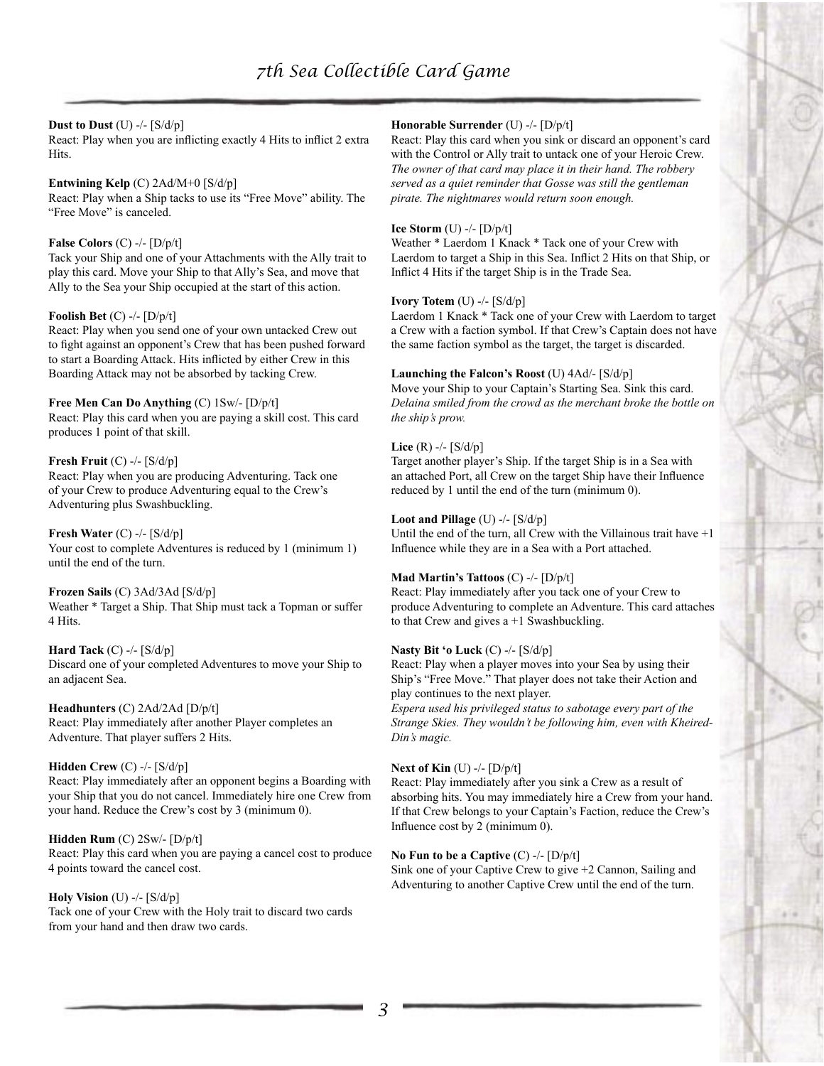**Dust to Dust** (U) -/- [S/d/p]
React: Play when you are inflicting exactly 4 Hits to inflict 2 extra Hits.

**Entwining Kelp** (C) 2Ad/M+0 [S/d/p]
React: Play when a Ship tacks to use its "Free Move" ability. The "Free Move" is canceled.

**False Colors** (C) -/- [D/p/t]
Tack your Ship and one of your Attachments with the Ally trait to play this card. Move your Ship to that Ally's Sea, and move that Ally to the Sea your Ship occupied at the start of this action.

**Foolish Bet** (C) -/- [D/p/t]
React: Play when you send one of your own untacked Crew out to fight against an opponent's Crew that has been pushed forward to start a Boarding Attack. Hits inflicted by either Crew in this Boarding Attack may not be absorbed by tacking Crew.

**Free Men Can Do Anything** (C) 1Sw/- [D/p/t]
React: Play this card when you are paying a skill cost. This card produces 1 point of that skill.

**Fresh Fruit** (C) -/- [S/d/p]
React: Play when you are producing Adventuring. Tack one of your Crew to produce Adventuring equal to the Crew's Adventuring plus Swashbuckling.

**Fresh Water** (C) -/- [S/d/p]
Your cost to complete Adventures is reduced by 1 (minimum 1) until the end of the turn.

**Frozen Sails** (C) 3Ad/3Ad [S/d/p]
Weather * Target a Ship. That Ship must tack a Topman or suffer 4 Hits.

**Hard Tack** (C) -/- [S/d/p]
Discard one of your completed Adventures to move your Ship to an adjacent Sea.

**Headhunters** (C) 2Ad/2Ad [D/p/t]
React: Play immediately after another Player completes an Adventure. That player suffers 2 Hits.

**Hidden Crew** (C) -/- [S/d/p]
React: Play immediately after an opponent begins a Boarding with your Ship that you do not cancel. Immediately hire one Crew from your hand. Reduce the Crew's cost by 3 (minimum 0).

**Hidden Rum** (C) 2Sw/- [D/p/t]
React: Play this card when you are paying a cancel cost to produce 4 points toward the cancel cost.

**Holy Vision** (U) -/- [S/d/p]
Tack one of your Crew with the Holy trait to discard two cards from your hand and then draw two cards.

**Honorable Surrender** (U) -/- [D/p/t]
React: Play this card when you sink or discard an opponent's card with the Control or Ally trait to untack one of your Heroic Crew. The owner of that card may place it in their hand. *The robbery served as a quiet reminder that Gosse was still the gentleman pirate. The nightmares would return soon enough.*

**Ice Storm** (U) -/- [D/p/t]
Weather * Laerdom 1 Knack * Tack one of your Crew with Laerdom to target a Ship in this Sea. Inflict 2 Hits on that Ship, or Inflict 4 Hits if the target Ship is in the Trade Sea.

**Ivory Totem** (U) -/- [S/d/p]
Laerdom 1 Knack * Tack one of your Crew with Laerdom to target a Crew with a faction symbol. If that Crew's Captain does not have the same faction symbol as the target, the target is discarded.

**Launching the Falcon's Roost** (U) 4Ad/- [S/d/p]
Move your Ship to your Captain's Starting Sea. Sink this card. *Delaina smiled from the crowd as the merchant broke the bottle on the ship's prow.*

**Lice** (R) -/- [S/d/p]
Target another player's Ship. If the target Ship is in a Sea with an attached Port, all Crew on the target Ship have their Influence reduced by 1 until the end of the turn (minimum 0).

**Loot and Pillage** (U) -/- [S/d/p]
Until the end of the turn, all Crew with the Villainous trait have +1 Influence while they are in a Sea with a Port attached.

**Mad Martin's Tattoos** (C) -/- [D/p/t]
React: Play immediately after you tack one of your Crew to produce Adventuring to complete an Adventure. This card attaches to that Crew and gives a +1 Swashbuckling.

**Nasty Bit 'o Luck** (C) -/- [S/d/p]
React: Play when a player moves into your Sea by using their Ship's "Free Move." That player does not take their Action and play continues to the next player.
*Espera used his privileged status to sabotage every part of the Strange Skies. They wouldn't be following him, even with Kheired-Din's magic.*

**Next of Kin** (U) -/- [D/p/t]
React: Play immediately after you sink a Crew as a result of absorbing hits. You may immediately hire a Crew from your hand. If that Crew belongs to your Captain's Faction, reduce the Crew's Influence cost by 2 (minimum 0).

**No Fun to be a Captive** (C) -/- [D/p/t]
Sink one of your Captive Crew to give +2 Cannon, Sailing and Adventuring to another Captive Crew until the end of the turn.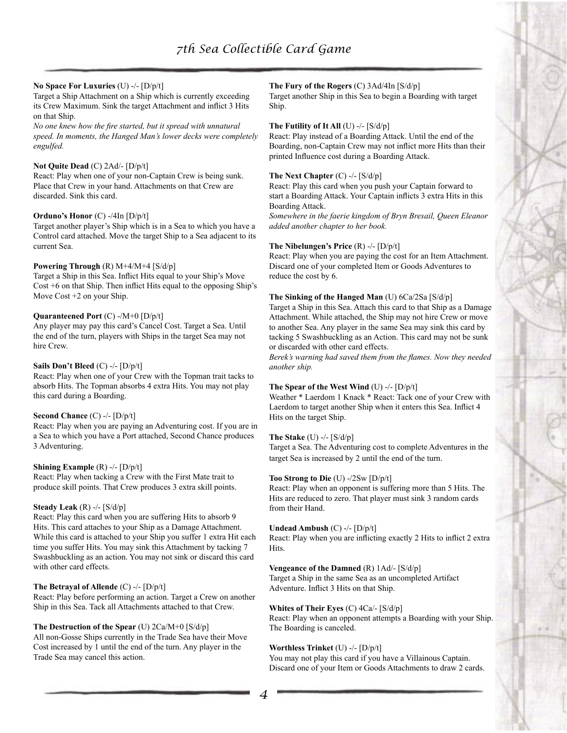**No Space For Luxuries** (U) -/- [D/p/t]
Target a Ship Attachment on a Ship which is currently exceeding its Crew Maximum. Sink the target Attachment and inflict 3 Hits on that Ship.
*No one knew how the fire started, but it spread with unnatural speed. In moments, the Hanged Man's lower decks were completely engulfed.*

**Not Quite Dead** (C) 2Ad/- [D/p/t]
React: Play when one of your non-Captain Crew is being sunk. Place that Crew in your hand. Attachments on that Crew are discarded. Sink this card.

**Orduno's Honor** (C) -/4In [D/p/t]
Target another player's Ship which is in a Sea to which you have a Control card attached. Move the target Ship to a Sea adjacent to its current Sea.

**Powering Through** (R) M+4/M+4 [S/d/p]
Target a Ship in this Sea. Inflict Hits equal to your Ship's Move Cost +6 on that Ship. Then inflict Hits equal to the opposing Ship's Move Cost +2 on your Ship.

**Quaranteened Port** (C) -/M+0 [D/p/t]
Any player may pay this card's Cancel Cost. Target a Sea. Until the end of the turn, players with Ships in the target Sea may not hire Crew.

**Sails Don't Bleed** (C) -/- [D/p/t]
React: Play when one of your Crew with the Topman trait tacks to absorb Hits. The Topman absorbs 4 extra Hits. You may not play this card during a Boarding.

**Second Chance** (C) -/- [D/p/t]
React: Play when you are paying an Adventuring cost. If you are in a Sea to which you have a Port attached, Second Chance produces 3 Adventuring.

**Shining Example** (R) -/- [D/p/t]
React: Play when tacking a Crew with the First Mate trait to produce skill points. That Crew produces 3 extra skill points.

**Steady Leak** (R) -/- [S/d/p]
React: Play this card when you are suffering Hits to absorb 9 Hits. This card attaches to your Ship as a Damage Attachment. While this card is attached to your Ship you suffer 1 extra Hit each time you suffer Hits. You may sink this Attachment by tacking 7 Swashbuckling as an action. You may not sink or discard this card with other card effects.

**The Betrayal of Allende** (C) -/- [D/p/t]
React: Play before performing an action. Target a Crew on another Ship in this Sea. Tack all Attachments attached to that Crew.

**The Destruction of the Spear** (U) 2Ca/M+0 [S/d/p]
All non-Gosse Ships currently in the Trade Sea have their Move Cost increased by 1 until the end of the turn. Any player in the Trade Sea may cancel this action.

**The Fury of the Rogers** (C) 3Ad/4In [S/d/p]
Target another Ship in this Sea to begin a Boarding with target Ship.

**The Futility of It All** (U) -/- [S/d/p]
React: Play instead of a Boarding Attack. Until the end of the Boarding, non-Captain Crew may not inflict more Hits than their printed Influence cost during a Boarding Attack.

**The Next Chapter** (C) -/- [S/d/p]
React: Play this card when you push your Captain forward to start a Boarding Attack. Your Captain inflicts 3 extra Hits in this Boarding Attack.
*Somewhere in the faerie kingdom of Bryn Bresail, Queen Eleanor added another chapter to her book.*

**The Nibelungen's Price** (R) -/- [D/p/t]
React: Play when you are paying the cost for an Item Attachment. Discard one of your completed Item or Goods Adventures to reduce the cost by 6.

**The Sinking of the Hanged Man** (U) 6Ca/2Sa [S/d/p]
Target a Ship in this Sea. Attach this card to that Ship as a Damage Attachment. While attached, the Ship may not hire Crew or move to another Sea. Any player in the same Sea may sink this card by tacking 5 Swashbuckling as an Action. This card may not be sunk or discarded with other card effects.
*Berek's warning had saved them from the flames. Now they needed another ship.*

**The Spear of the West Wind** (U) -/- [D/p/t]
Weather * Laerdom 1 Knack * React: Tack one of your Crew with Laerdom to target another Ship when it enters this Sea. Inflict 4 Hits on the target Ship.

**The Stake** (U) -/- [S/d/p]
Target a Sea. The Adventuring cost to complete Adventures in the target Sea is increased by 2 until the end of the turn.

**Too Strong to Die** (U) -/2Sw [D/p/t]
React: Play when an opponent is suffering more than 5 Hits. The Hits are reduced to zero. That player must sink 3 random cards from their Hand.

**Undead Ambush** (C) -/- [D/p/t]
React: Play when you are inflicting exactly 2 Hits to inflict 2 extra Hits.

**Vengeance of the Damned** (R) 1Ad/- [S/d/p]
Target a Ship in the same Sea as an uncompleted Artifact Adventure. Inflict 3 Hits on that Ship.

**Whites of Their Eyes** (C) 4Ca/- [S/d/p]
React: Play when an opponent attempts a Boarding with your Ship. The Boarding is canceled.

**Worthless Trinket** (U) -/- [D/p/t]
You may not play this card if you have a Villainous Captain. Discard one of your Item or Goods Attachments to draw 2 cards.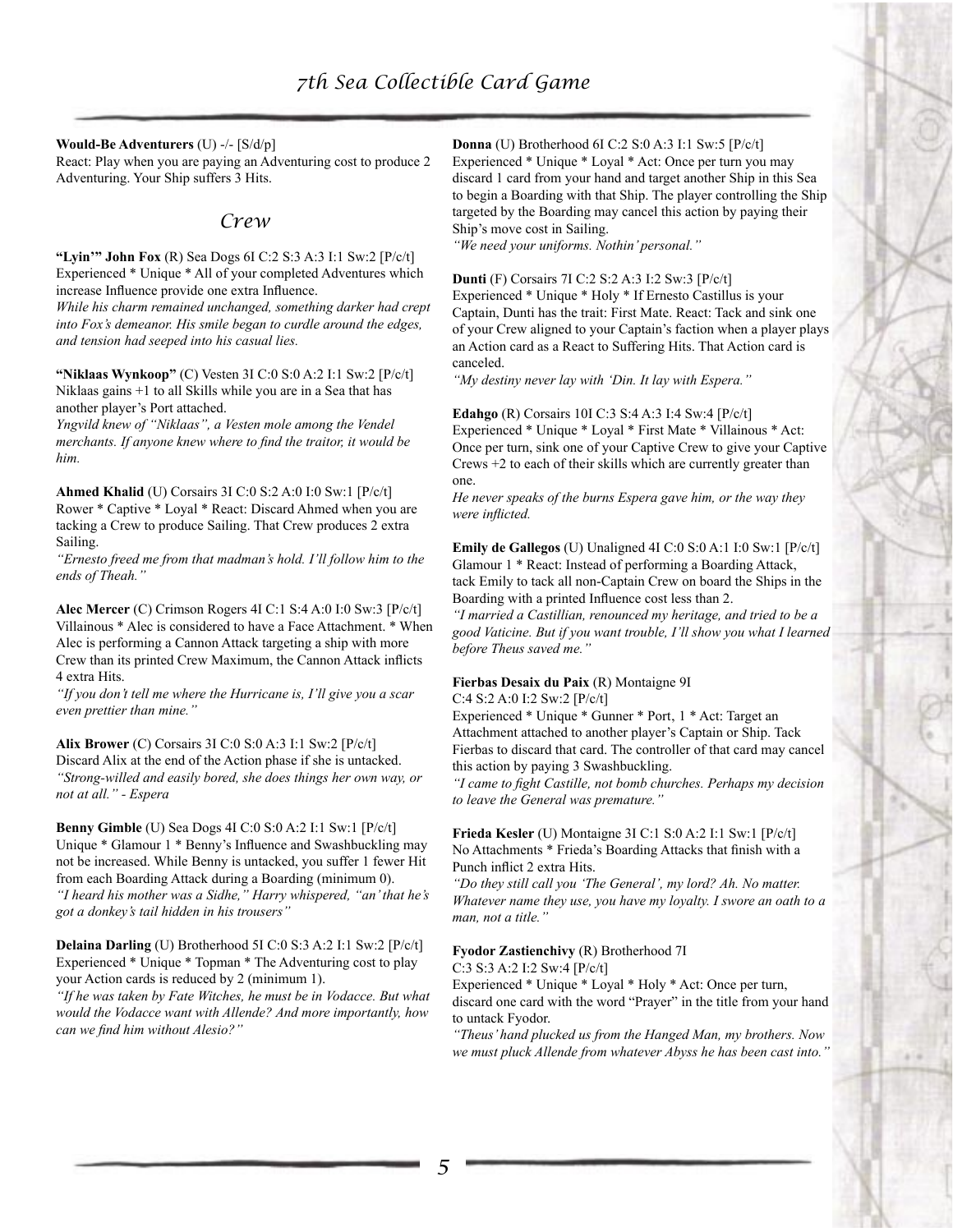**Would-Be Adventurers** (U) -/- [S/d/p]
React: Play when you are paying an Adventuring cost to produce 2 Adventuring. Your Ship suffers 3 Hits.

## Crew

**"Lyin'" John Fox** (R) Sea Dogs 6I C:2 S:3 A:3 I:1 Sw:2 [P/c/t]
Experienced * Unique * All of your completed Adventures which increase Influence provide one extra Influence.
*While his charm remained unchanged, something darker had crept into Fox's demeanor. His smile began to curdle around the edges, and tension had seeped into his casual lies.*

**"Niklaas Wynkoop"** (C) Vesten 3I C:0 S:0 A:2 I:1 Sw:2 [P/c/t]
Niklaas gains +1 to all Skills while you are in a Sea that has another player's Port attached.
*Yngvild knew of "Niklaas", a Vesten mole among the Vendel merchants. If anyone knew where to find the traitor, it would be him.*

**Ahmed Khalid** (U) Corsairs 3I C:0 S:2 A:0 I:0 Sw:1 [P/c/t]
Rower * Captive * Loyal * React: Discard Ahmed when you are tacking a Crew to produce Sailing. That Crew produces 2 extra Sailing.
*"Ernesto freed me from that madman's hold. I'll follow him to the ends of Theah."*

**Alec Mercer** (C) Crimson Rogers 4I C:1 S:4 A:0 I:0 Sw:3 [P/c/t]
Villainous * Alec is considered to have a Face Attachment. * When Alec is performing a Cannon Attack targeting a ship with more Crew than its printed Crew Maximum, the Cannon Attack inflicts 4 extra Hits.
*"If you don't tell me where the Hurricane is, I'll give you a scar even prettier than mine."*

**Alix Brower** (C) Corsairs 3I C:0 S:0 A:3 I:1 Sw:2 [P/c/t]
Discard Alix at the end of the Action phase if she is untacked.
*"Strong-willed and easily bored, she does things her own way, or not at all." - Espera*

**Benny Gimble** (U) Sea Dogs 4I C:0 S:0 A:2 I:1 Sw:1 [P/c/t]
Unique * Glamour 1 * Benny's Influence and Swashbuckling may not be increased. While Benny is untacked, you suffer 1 fewer Hit from each Boarding Attack during a Boarding (minimum 0).
*"I heard his mother was a Sidhe," Harry whispered, "an' that he's got a donkey's tail hidden in his trousers"*

**Delaina Darling** (U) Brotherhood 5I C:0 S:3 A:2 I:1 Sw:2 [P/c/t]
Experienced * Unique * Topman * The Adventuring cost to play your Action cards is reduced by 2 (minimum 1).
*"If he was taken by Fate Witches, he must be in Vodacce. But what would the Vodacce want with Allende? And more importantly, how can we find him without Alesio?"*

**Donna** (U) Brotherhood 6I C:2 S:0 A:3 I:1 Sw:5 [P/c/t]
Experienced * Unique * Loyal * Act: Once per turn you may discard 1 card from your hand and target another Ship in this Sea to begin a Boarding with that Ship. The player controlling the Ship targeted by the Boarding may cancel this action by paying their Ship's move cost in Sailing.
*"We need your uniforms. Nothin' personal."*

**Dunti** (F) Corsairs 7I C:2 S:2 A:3 I:2 Sw:3 [P/c/t]
Experienced * Unique * Holy * If Ernesto Castillus is your Captain, Dunti has the trait: First Mate. React: Tack and sink one of your Crew aligned to your Captain's faction when a player plays an Action card as a React to Suffering Hits. That Action card is canceled.
*"My destiny never lay with 'Din. It lay with Espera."*

**Edahgo** (R) Corsairs 10I C:3 S:4 A:3 I:4 Sw:4 [P/c/t]
Experienced * Unique * Loyal * First Mate * Villainous * Act: Once per turn, sink one of your Captive Crew to give your Captive Crews +2 to each of their skills which are currently greater than one.
*He never speaks of the burns Espera gave him, or the way they were inflicted.*

**Emily de Gallegos** (U) Unaligned 4I C:0 S:0 A:1 I:0 Sw:1 [P/c/t]
Glamour 1 * React: Instead of performing a Boarding Attack, tack Emily to tack all non-Captain Crew on board the Ships in the Boarding with a printed Influence cost less than 2.
*"I married a Castillian, renounced my heritage, and tried to be a good Vaticine. But if you want trouble, I'll show you what I learned before Theus saved me."*

**Fierbas Desaix du Paix** (R) Montaigne 9I
C:4 S:2 A:0 I:2 Sw:2 [P/c/t]
Experienced * Unique * Gunner * Port, 1 * Act: Target an Attachment attached to another player's Captain or Ship. Tack Fierbas to discard that card. The controller of that card may cancel this action by paying 3 Swashbuckling.
*"I came to fight Castille, not bomb churches. Perhaps my decision to leave the General was premature."*

**Frieda Kesler** (U) Montaigne 3I C:1 S:0 A:2 I:1 Sw:1 [P/c/t]
No Attachments * Frieda's Boarding Attacks that finish with a Punch inflict 2 extra Hits.
*"Do they still call you 'The General', my lord? Ah. No matter. Whatever name they use, you have my loyalty. I swore an oath to a man, not a title."*

**Fyodor Zastienchivy** (R) Brotherhood 7I
C:3 S:3 A:2 I:2 Sw:4 [P/c/t]
Experienced * Unique * Loyal * Holy * Act: Once per turn, discard one card with the word "Prayer" in the title from your hand to untack Fyodor.
*"Theus' hand plucked us from the Hanged Man, my brothers. Now we must pluck Allende from whatever Abyss he has been cast into."*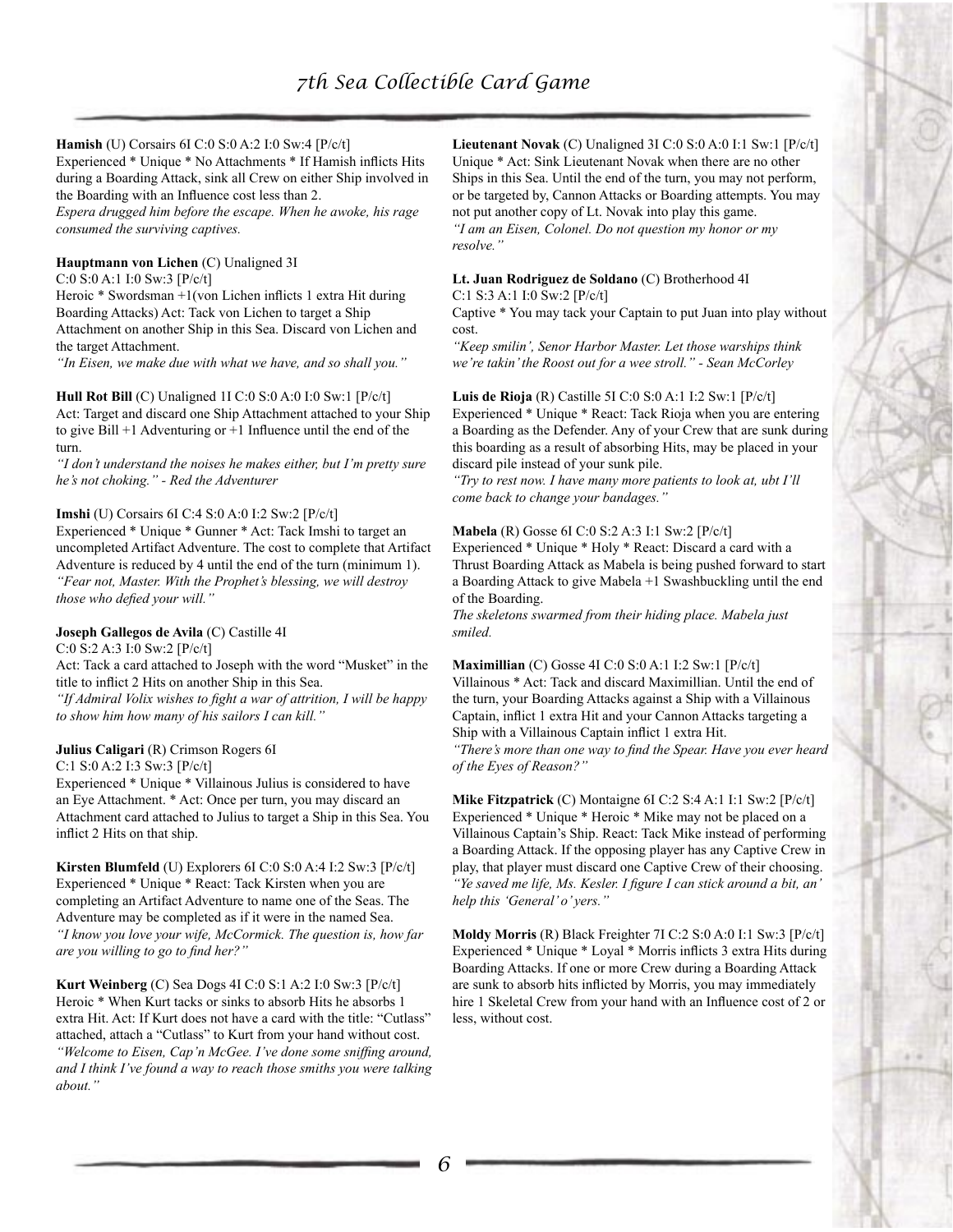**Hamish** (U) Corsairs 6I C:0 S:0 A:2 I:0 Sw:4 [P/c/t]
Experienced * Unique * No Attachments * If Hamish inflicts Hits during a Boarding Attack, sink all Crew on either Ship involved in the Boarding with an Influence cost less than 2.
*Espera drugged him before the escape. When he awoke, his rage consumed the surviving captives.*

**Hauptmann von Lichen** (C) Unaligned 3I
C:0 S:0 A:1 I:0 Sw:3 [P/c/t]
Heroic * Swordsman +1(von Lichen inflicts 1 extra Hit during Boarding Attacks) Act: Tack von Lichen to target a Ship Attachment on another Ship in this Sea. Discard von Lichen and the target Attachment.
*"In Eisen, we make due with what we have, and so shall you."*

**Hull Rot Bill** (C) Unaligned 1I C:0 S:0 A:0 I:0 Sw:1 [P/c/t]
Act: Target and discard one Ship Attachment attached to your Ship to give Bill +1 Adventuring or +1 Influence until the end of the turn.
*"I don't understand the noises he makes either, but I'm pretty sure he's not choking." - Red the Adventurer*

**Imshi** (U) Corsairs 6I C:4 S:0 A:0 I:2 Sw:2 [P/c/t]
Experienced * Unique * Gunner * Act: Tack Imshi to target an uncompleted Artifact Adventure. The cost to complete that Artifact Adventure is reduced by 4 until the end of the turn (minimum 1).
*"Fear not, Master. With the Prophet's blessing, we will destroy those who defied your will."*

**Joseph Gallegos de Avila** (C) Castille 4I
C:0 S:2 A:3 I:0 Sw:2 [P/c/t]
Act: Tack a card attached to Joseph with the word "Musket" in the title to inflict 2 Hits on another Ship in this Sea.
*"If Admiral Volix wishes to fight a war of attrition, I will be happy to show him how many of his sailors I can kill."*

**Julius Caligari** (R) Crimson Rogers 6I
C:1 S:0 A:2 I:3 Sw:3 [P/c/t]
Experienced * Unique * Villainous Julius is considered to have an Eye Attachment. * Act: Once per turn, you may discard an Attachment card attached to Julius to target a Ship in this Sea. You inflict 2 Hits on that ship.

**Kirsten Blumfeld** (U) Explorers 6I C:0 S:0 A:4 I:2 Sw:3 [P/c/t]
Experienced * Unique * React: Tack Kirsten when you are completing an Artifact Adventure to name one of the Seas. The Adventure may be completed as if it were in the named Sea.
*"I know you love your wife, McCormick. The question is, how far are you willing to go to find her?"*

**Kurt Weinberg** (C) Sea Dogs 4I C:0 S:1 A:2 I:0 Sw:3 [P/c/t]
Heroic * When Kurt tacks or sinks to absorb Hits he absorbs 1 extra Hit. Act: If Kurt does not have a card with the title: "Cutlass" attached, attach a "Cutlass" to Kurt from your hand without cost.
*"Welcome to Eisen, Cap'n McGee. I've done some sniffing around, and I think I've found a way to reach those smiths you were talking about."*

**Lieutenant Novak** (C) Unaligned 3I C:0 S:0 A:0 I:1 Sw:1 [P/c/t]
Unique * Act: Sink Lieutenant Novak when there are no other Ships in this Sea. Until the end of the turn, you may not perform, or be targeted by, Cannon Attacks or Boarding attempts. You may not put another copy of Lt. Novak into play this game.
*"I am an Eisen, Colonel. Do not question my honor or my resolve."*

**Lt. Juan Rodriguez de Soldano** (C) Brotherhood 4I
C:1 S:3 A:1 I:0 Sw:2 [P/c/t]
Captive * You may tack your Captain to put Juan into play without cost.
*"Keep smilin', Senor Harbor Master. Let those warships think we're takin' the Roost out for a wee stroll." - Sean McCorley*

**Luis de Rioja** (R) Castille 5I C:0 S:0 A:1 I:2 Sw:1 [P/c/t]
Experienced * Unique * React: Tack Rioja when you are entering a Boarding as the Defender. Any of your Crew that are sunk during this boarding as a result of absorbing Hits, may be placed in your discard pile instead of your sunk pile.
*"Try to rest now. I have many more patients to look at, ubt I'll come back to change your bandages."*

**Mabela** (R) Gosse 6I C:0 S:2 A:3 I:1 Sw:2 [P/c/t]
Experienced * Unique * Holy * React: Discard a card with a Thrust Boarding Attack as Mabela is being pushed forward to start a Boarding Attack to give Mabela +1 Swashbuckling until the end of the Boarding.
*The skeletons swarmed from their hiding place. Mabela just smiled.*

**Maximillian** (C) Gosse 4I C:0 S:0 A:1 I:2 Sw:1 [P/c/t]
Villainous * Act: Tack and discard Maximillian. Until the end of the turn, your Boarding Attacks against a Ship with a Villainous Captain, inflict 1 extra Hit and your Cannon Attacks targeting a Ship with a Villainous Captain inflict 1 extra Hit.
*"There's more than one way to find the Spear. Have you ever heard of the Eyes of Reason?"*

**Mike Fitzpatrick** (C) Montaigne 6I C:2 S:4 A:1 I:1 Sw:2 [P/c/t]
Experienced * Unique * Heroic * Mike may not be placed on a Villainous Captain's Ship. React: Tack Mike instead of performing a Boarding Attack. If the opposing player has any Captive Crew in play, that player must discard one Captive Crew of their choosing.
*"Ye saved me life, Ms. Kesler. I figure I can stick around a bit, an' help this 'General' o' yers."*

**Moldy Morris** (R) Black Freighter 7I C:2 S:0 A:0 I:1 Sw:3 [P/c/t]
Experienced * Unique * Loyal * Morris inflicts 3 extra Hits during Boarding Attacks. If one or more Crew during a Boarding Attack are sunk to absorb hits inflicted by Morris, you may immediately hire 1 Skeletal Crew from your hand with an Influence cost of 2 or less, without cost.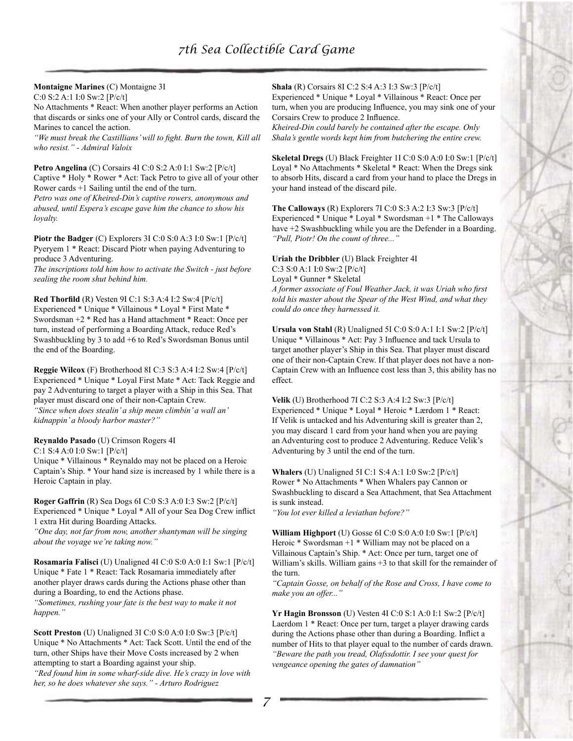**Montaigne Marines** (C) Montaigne 3I
C:0 S:2 A:1 I:0 Sw:2 [P/c/t]
No Attachments * React: When another player performs an Action that discards or sinks one of your Ally or Control cards, discard the Marines to cancel the action.
*"We must break the Castillians' will to fight. Burn the town, Kill all who resist." - Admiral Valoix*

**Petro Angelina** (C) Corsairs 4I C:0 S:2 A:0 I:1 Sw:2 [P/c/t]
Captive * Holy * Rower * Act: Tack Petro to give all of your other Rower cards +1 Sailing until the end of the turn.
*Petro was one of Kheired-Din's captive rowers, anonymous and abused, until Espera's escape gave him the chance to show his loyalty.*

**Piotr the Badger** (C) Explorers 3I C:0 S:0 A:3 I:0 Sw:1 [P/c/t]
Pyeryem 1 * React: Discard Piotr when paying Adventuring to produce 3 Adventuring.
*The inscriptions told him how to activate the Switch - just before sealing the room shut behind him.*

**Red Thorfild** (R) Vesten 9I C:1 S:3 A:4 I:2 Sw:4 [P/c/t]
Experienced * Unique * Villainous * Loyal * First Mate * Swordsman +2 * Red has a Hand attachment * React: Once per turn, instead of performing a Boarding Attack, reduce Red's Swashbuckling by 3 to add +6 to Red's Swordsman Bonus until the end of the Boarding.

**Reggie Wilcox** (F) Brotherhood 8I C:3 S:3 A:4 I:2 Sw:4 [P/c/t]
Experienced * Unique * Loyal First Mate * Act: Tack Reggie and pay 2 Adventuring to target a player with a Ship in this Sea. That player must discard one of their non-Captain Crew.
*"Since when does stealin' a ship mean climbin' a wall an' kidnappin' a bloody harbor master?"*

**Reynaldo Pasado** (U) Crimson Rogers 4I
C:1 S:4 A:0 I:0 Sw:1 [P/c/t]
Unique * Villainous * Reynaldo may not be placed on a Heroic Captain's Ship. * Your hand size is increased by 1 while there is a Heroic Captain in play.

**Roger Gaffrin** (R) Sea Dogs 6I C:0 S:3 A:0 I:3 Sw:2 [P/c/t]
Experienced * Unique * Loyal * All of your Sea Dog Crew inflict 1 extra Hit during Boarding Attacks.
*"One day, not far from now, another shantyman will be singing about the voyage we're taking now."*

**Rosamaria Falisci** (U) Unaligned 4I C:0 S:0 A:0 I:1 Sw:1 [P/c/t]
Unique * Fate 1 * React: Tack Rosamaria immediately after another player draws cards during the Actions phase other than during a Boarding, to end the Actions phase.
*"Sometimes, rushing your fate is the best way to make it not happen."*

**Scott Preston** (U) Unaligned 3I C:0 S:0 A:0 I:0 Sw:3 [P/c/t]
Unique * No Attachments * Act: Tack Scott. Until the end of the turn, other Ships have their Move Costs increased by 2 when attempting to start a Boarding against your ship.
*"Red found him in some wharf-side dive. He's crazy in love with her, so he does whatever she says." - Arturo Rodriguez*

**Shala** (R) Corsairs 8I C:2 S:4 A:3 I:3 Sw:3 [P/c/t]
Experienced * Unique * Loyal * Villainous * React: Once per turn, when you are producing Influence, you may sink one of your Corsairs Crew to produce 2 Influence.
*Kheired-Din could barely be contained after the escape. Only Shala's gentle words kept him from butchering the entire crew.*

**Skeletal Dregs** (U) Black Freighter 1I C:0 S:0 A:0 I:0 Sw:1 [P/c/t]
Loyal * No Attachments * Skeletal * React: When the Dregs sink to absorb Hits, discard a card from your hand to place the Dregs in your hand instead of the discard pile.

**The Calloways** (R) Explorers 7I C:0 S:3 A:2 I:3 Sw:3 [P/c/t]
Experienced * Unique * Loyal * Swordsman +1 * The Calloways have +2 Swashbuckling while you are the Defender in a Boarding.
*"Pull, Piotr! On the count of three..."*

**Uriah the Dribbler** (U) Black Freighter 4I
C:3 S:0 A:1 I:0 Sw:2 [P/c/t]
Loyal * Gunner * Skeletal
*A former associate of Foul Weather Jack, it was Uriah who first told his master about the Spear of the West Wind, and what they could do once they harnessed it.*

**Ursula von Stahl** (R) Unaligned 5I C:0 S:0 A:1 I:1 Sw:2 [P/c/t]
Unique * Villainous * Act: Pay 3 Influence and tack Ursula to target another player's Ship in this Sea. That player must discard one of their non-Captain Crew. If that player does not have a non-Captain Crew with an Influence cost less than 3, this ability has no effect.

**Velik** (U) Brotherhood 7I C:2 S:3 A:4 I:2 Sw:3 [P/c/t]
Experienced * Unique * Loyal * Heroic * Lærdom 1 * React: If Velik is untacked and his Adventuring skill is greater than 2, you may discard 1 card from your hand when you are paying an Adventuring cost to produce 2 Adventuring. Reduce Velik's Adventuring by 3 until the end of the turn.

**Whalers** (U) Unaligned 5I C:1 S:4 A:1 I:0 Sw:2 [P/c/t]
Rower * No Attachments * When Whalers pay Cannon or Swashbuckling to discard a Sea Attachment, that Sea Attachment is sunk instead.
*"You lot ever killed a leviathan before?"*

**William Highport** (U) Gosse 6I C:0 S:0 A:0 I:0 Sw:1 [P/c/t]
Heroic * Swordsman +1 * William may not be placed on a Villainous Captain's Ship. * Act: Once per turn, target one of William's skills. William gains +3 to that skill for the remainder of the turn.
*"Captain Gosse, on behalf of the Rose and Cross, I have come to make you an offer..."*

**Yr Hagin Bronsson** (U) Vesten 4I C:0 S:1 A:0 I:1 Sw:2 [P/c/t]
Laerdom 1 * React: Once per turn, target a player drawing cards during the Actions phase other than during a Boarding. Inflict a number of Hits to that player equal to the number of cards drawn.
*"Beware the path you tread, Olafssdottir. I see your quest for vengeance opening the gates of damnation"*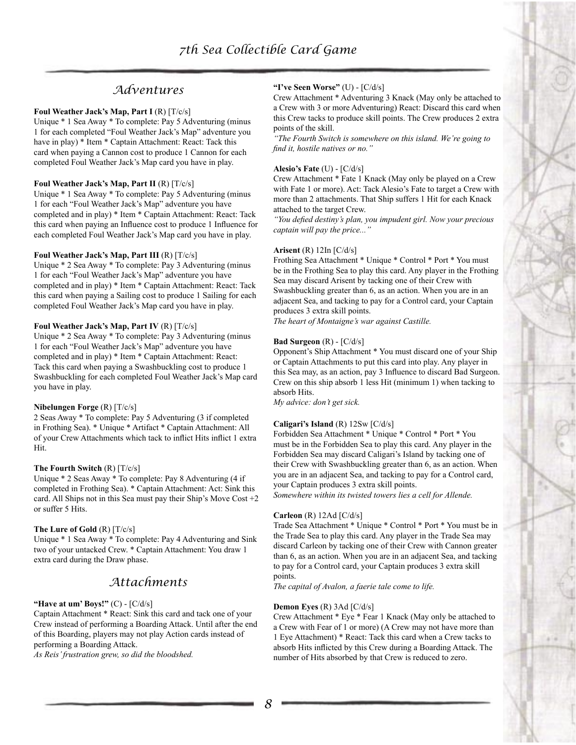## Adventures

**Foul Weather Jack's Map, Part I** (R) [T/c/s]
Unique * 1 Sea Away * To complete: Pay 5 Adventuring (minus 1 for each completed "Foul Weather Jack's Map" adventure you have in play) * Item * Captain Attachment: React: Tack this card when paying a Cannon cost to produce 1 Cannon for each completed Foul Weather Jack's Map card you have in play.

**Foul Weather Jack's Map, Part II** (R) [T/c/s]
Unique * 1 Sea Away * To complete: Pay 5 Adventuring (minus 1 for each "Foul Weather Jack's Map" adventure you have completed and in play) * Item * Captain Attachment: React: Tack this card when paying an Influence cost to produce 1 Influence for each completed Foul Weather Jack's Map card you have in play.

**Foul Weather Jack's Map, Part III** (R) [T/c/s]
Unique * 2 Sea Away * To complete: Pay 3 Adventuring (minus 1 for each "Foul Weather Jack's Map" adventure you have completed and in play) * Item * Captain Attachment: React: Tack this card when paying a Sailing cost to produce 1 Sailing for each completed Foul Weather Jack's Map card you have in play.

**Foul Weather Jack's Map, Part IV** (R) [T/c/s]
Unique * 2 Sea Away * To complete: Pay 3 Adventuring (minus 1 for each "Foul Weather Jack's Map" adventure you have completed and in play) * Item * Captain Attachment: React: Tack this card when paying a Swashbuckling cost to produce 1 Swashbuckling for each completed Foul Weather Jack's Map card you have in play.

**Nibelungen Forge** (R) [T/c/s]
2 Seas Away * To complete: Pay 5 Adventuring (3 if completed in Frothing Sea). * Unique * Artifact * Captain Attachment: All of your Crew Attachments which tack to inflict Hits inflict 1 extra Hit.

**The Fourth Switch** (R) [T/c/s]
Unique * 2 Seas Away * To complete: Pay 8 Adventuring (4 if completed in Frothing Sea). * Captain Attachment: Act: Sink this card. All Ships not in this Sea must pay their Ship's Move Cost +2 or suffer 5 Hits.

**The Lure of Gold** (R) [T/c/s]
Unique * 1 Sea Away * To complete: Pay 4 Adventuring and Sink two of your untacked Crew. * Captain Attachment: You draw 1 extra card during the Draw phase.

## Attachments

**"Have at um' Boys!"** (C) - [C/d/s]
Captain Attachment * React: Sink this card and tack one of your Crew instead of performing a Boarding Attack. Until after the end of this Boarding, players may not play Action cards instead of performing a Boarding Attack.
*As Reis' frustration grew, so did the bloodshed.*

**"I've Seen Worse"** (U) - [C/d/s]
Crew Attachment * Adventuring 3 Knack (May only be attached to a Crew with 3 or more Adventuring) React: Discard this card when this Crew tacks to produce skill points. The Crew produces 2 extra points of the skill.
*"The Fourth Switch is somewhere on this island. We're going to find it, hostile natives or no."*

**Alesio's Fate** (U) - [C/d/s]
Crew Attachment * Fate 1 Knack (May only be played on a Crew with Fate 1 or more). Act: Tack Alesio's Fate to target a Crew with more than 2 attachments. That Ship suffers 1 Hit for each Knack attached to the target Crew.
*"You defied destiny's plan, you impudent girl. Now your precious captain will pay the price..."*

**Arisent** (R) 12In [C/d/s]
Frothing Sea Attachment * Unique * Control * Port * You must be in the Frothing Sea to play this card. Any player in the Frothing Sea may discard Arisent by tacking one of their Crew with Swashbuckling greater than 6, as an action. When you are in an adjacent Sea, and tacking to pay for a Control card, your Captain produces 3 extra skill points.
*The heart of Montaigne's war against Castille.*

**Bad Surgeon** (R) - [C/d/s]
Opponent's Ship Attachment * You must discard one of your Ship or Captain Attachments to put this card into play. Any player in this Sea may, as an action, pay 3 Influence to discard Bad Surgeon. Crew on this ship absorb 1 less Hit (minimum 1) when tacking to absorb Hits.
*My advice: don't get sick.*

**Caligari's Island** (R) 12Sw [C/d/s]
Forbidden Sea Attachment * Unique * Control * Port * You must be in the Forbidden Sea to play this card. Any player in the Forbidden Sea may discard Caligari's Island by tacking one of their Crew with Swashbuckling greater than 6, as an action. When you are in an adjacent Sea, and tacking to pay for a Control card, your Captain produces 3 extra skill points.
*Somewhere within its twisted towers lies a cell for Allende.*

**Carleon** (R) 12Ad [C/d/s]
Trade Sea Attachment * Unique * Control * Port * You must be in the Trade Sea to play this card. Any player in the Trade Sea may discard Carleon by tacking one of their Crew with Cannon greater than 6, as an action. When you are in an adjacent Sea, and tacking to pay for a Control card, your Captain produces 3 extra skill points.
*The capital of Avalon, a faerie tale come to life.*

**Demon Eyes** (R) 3Ad [C/d/s]
Crew Attachment * Eye * Fear 1 Knack (May only be attached to a Crew with Fear of 1 or more) (A Crew may not have more than 1 Eye Attachment) * React: Tack this card when a Crew tacks to absorb Hits inflicted by this Crew during a Boarding Attack. The number of Hits absorbed by that Crew is reduced to zero.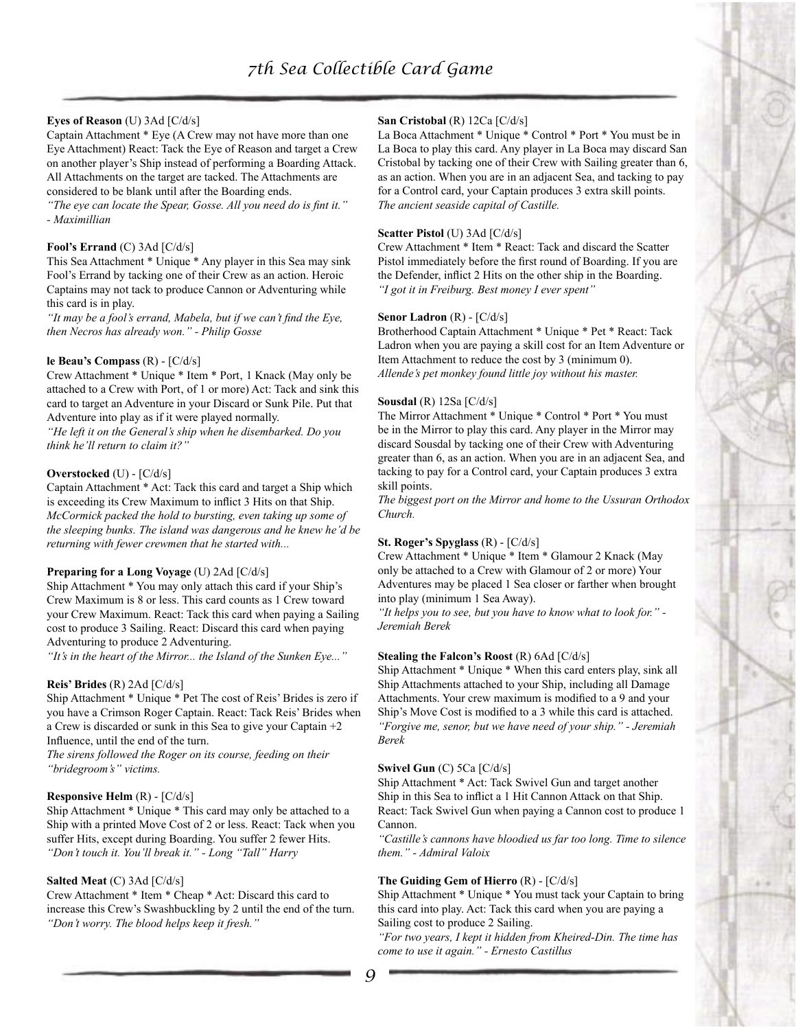**Eyes of Reason** (U) 3Ad [C/d/s]
Captain Attachment * Eye (A Crew may not have more than one Eye Attachment) React: Tack the Eye of Reason and target a Crew on another player's Ship instead of performing a Boarding Attack. All Attachments on the target are tacked. The Attachments are considered to be blank until after the Boarding ends.
*"The eye can locate the Spear, Gosse. All you need do is fint it." - Maximillian*

**Fool's Errand** (C) 3Ad [C/d/s]
This Sea Attachment * Unique * Any player in this Sea may sink Fool's Errand by tacking one of their Crew as an action. Heroic Captains may not tack to produce Cannon or Adventuring while this card is in play.
*"It may be a fool's errand, Mabela, but if we can't find the Eye, then Necros has already won." - Philip Gosse*

**le Beau's Compass** (R) - [C/d/s]
Crew Attachment * Unique * Item * Port, 1 Knack (May only be attached to a Crew with Port, of 1 or more) Act: Tack and sink this card to target an Adventure in your Discard or Sunk Pile. Put that Adventure into play as if it were played normally.
*"He left it on the General's ship when he disembarked. Do you think he'll return to claim it?"*

**Overstocked** (U) - [C/d/s]
Captain Attachment * Act: Tack this card and target a Ship which is exceeding its Crew Maximum to inflict 3 Hits on that Ship.
*McCormick packed the hold to bursting, even taking up some of the sleeping bunks. The island was dangerous and he knew he'd be returning with fewer crewmen that he started with...*

**Preparing for a Long Voyage** (U) 2Ad [C/d/s]
Ship Attachment * You may only attach this card if your Ship's Crew Maximum is 8 or less. This card counts as 1 Crew toward your Crew Maximum. React: Tack this card when paying a Sailing cost to produce 3 Sailing. React: Discard this card when paying Adventuring to produce 2 Adventuring.
*"It's in the heart of the Mirror... the Island of the Sunken Eye..."*

**Reis' Brides** (R) 2Ad [C/d/s]
Ship Attachment * Unique * Pet The cost of Reis' Brides is zero if you have a Crimson Roger Captain. React: Tack Reis' Brides when a Crew is discarded or sunk in this Sea to give your Captain +2 Influence, until the end of the turn.
*The sirens followed the Roger on its course, feeding on their "bridegroom's" victims.*

**Responsive Helm** (R) - [C/d/s]
Ship Attachment * Unique * This card may only be attached to a Ship with a printed Move Cost of 2 or less. React: Tack when you suffer Hits, except during Boarding. You suffer 2 fewer Hits.
*"Don't touch it. You'll break it." - Long "Tall" Harry*

**Salted Meat** (C) 3Ad [C/d/s]
Crew Attachment * Item * Cheap * Act: Discard this card to increase this Crew's Swashbuckling by 2 until the end of the turn.
*"Don't worry. The blood helps keep it fresh."*

**San Cristobal** (R) 12Ca [C/d/s]
La Boca Attachment * Unique * Control * Port * You must be in La Boca to play this card. Any player in La Boca may discard San Cristobal by tacking one of their Crew with Sailing greater than 6, as an action. When you are in an adjacent Sea, and tacking to pay for a Control card, your Captain produces 3 extra skill points.
*The ancient seaside capital of Castille.*

**Scatter Pistol** (U) 3Ad [C/d/s]
Crew Attachment * Item * React: Tack and discard the Scatter Pistol immediately before the first round of Boarding. If you are the Defender, inflict 2 Hits on the other ship in the Boarding.
*"I got it in Freiburg. Best money I ever spent"*

**Senor Ladron** (R) - [C/d/s]
Brotherhood Captain Attachment * Unique * Pet * React: Tack Ladron when you are paying a skill cost for an Item Adventure or Item Attachment to reduce the cost by 3 (minimum 0).
*Allende's pet monkey found little joy without his master.*

**Sousdal** (R) 12Sa [C/d/s]
The Mirror Attachment * Unique * Control * Port * You must be in the Mirror to play this card. Any player in the Mirror may discard Sousdal by tacking one of their Crew with Adventuring greater than 6, as an action. When you are in an adjacent Sea, and tacking to pay for a Control card, your Captain produces 3 extra skill points.
*The biggest port on the Mirror and home to the Ussuran Orthodox Church.*

**St. Roger's Spyglass** (R) - [C/d/s]
Crew Attachment * Unique * Item * Glamour 2 Knack (May only be attached to a Crew with Glamour of 2 or more) Your Adventures may be placed 1 Sea closer or farther when brought into play (minimum 1 Sea Away).
*"It helps you to see, but you have to know what to look for." - Jeremiah Berek*

**Stealing the Falcon's Roost** (R) 6Ad [C/d/s]
Ship Attachment * Unique * When this card enters play, sink all Ship Attachments attached to your Ship, including all Damage Attachments. Your crew maximum is modified to a 9 and your Ship's Move Cost is modified to a 3 while this card is attached.
*"Forgive me, senor, but we have need of your ship." - Jeremiah Berek*

**Swivel Gun** (C) 5Ca [C/d/s]
Ship Attachment * Act: Tack Swivel Gun and target another Ship in this Sea to inflict a 1 Hit Cannon Attack on that Ship. React: Tack Swivel Gun when paying a Cannon cost to produce 1 Cannon.
*"Castille's cannons have bloodied us far too long. Time to silence them." - Admiral Valoix*

**The Guiding Gem of Hierro** (R) - [C/d/s]
Ship Attachment * Unique * You must tack your Captain to bring this card into play. Act: Tack this card when you are paying a Sailing cost to produce 2 Sailing.
*"For two years, I kept it hidden from Kheired-Din. The time has come to use it again." - Ernesto Castillus*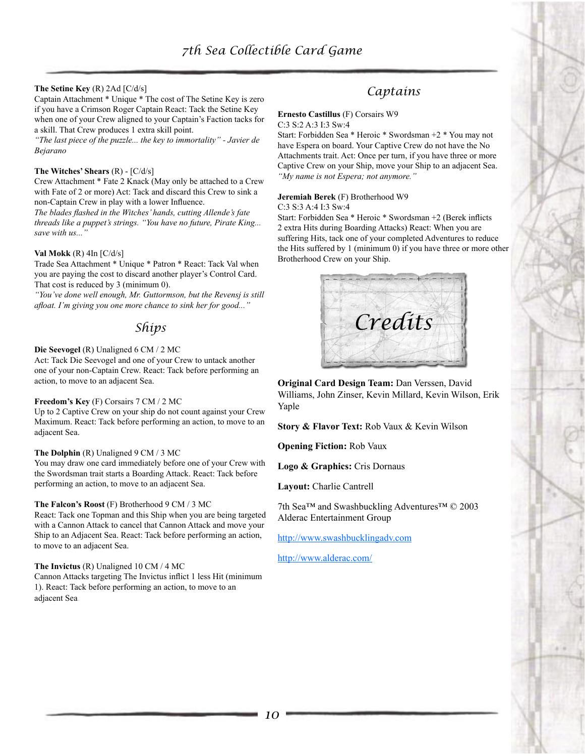**The Setine Key** (R) 2Ad [C/d/s]
Captain Attachment * Unique * The cost of The Setine Key is zero if you have a Crimson Roger Captain React: Tack the Setine Key when one of your Crew aligned to your Captain's Faction tacks for a skill. That Crew produces 1 extra skill point.
*"The last piece of the puzzle... the key to immortality" - Javier de Bejarano*

**The Witches' Shears** (R) - [C/d/s]
Crew Attachment * Fate 2 Knack (May only be attached to a Crew with Fate of 2 or more) Act: Tack and discard this Crew to sink a non-Captain Crew in play with a lower Influence.
*The blades flashed in the Witches' hands, cutting Allende's fate threads like a puppet's strings. "You have no future, Pirate King... save with us..."*

**Val Mokk** (R) 4In [C/d/s]
Trade Sea Attachment * Unique * Patron * React: Tack Val when you are paying the cost to discard another player's Control Card. That cost is reduced by 3 (minimum 0).
*"You've done well enough, Mr. Guttormson, but the Revensj is still afloat. I'm giving you one more chance to sink her for good..."*

## Ships

**Die Seevogel** (R) Unaligned 6 CM / 2 MC
Act: Tack Die Seevogel and one of your Crew to untack another one of your non-Captain Crew. React: Tack before performing an action, to move to an adjacent Sea.

**Freedom's Key** (F) Corsairs 7 CM / 2 MC
Up to 2 Captive Crew on your ship do not count against your Crew Maximum. React: Tack before performing an action, to move to an adjacent Sea.

**The Dolphin** (R) Unaligned 9 CM / 3 MC
You may draw one card immediately before one of your Crew with the Swordsman trait starts a Boarding Attack. React: Tack before performing an action, to move to an adjacent Sea.

**The Falcon's Roost** (F) Brotherhood 9 CM / 3 MC
React: Tack one Topman and this Ship when you are being targeted with a Cannon Attack to cancel that Cannon Attack and move your Ship to an Adjacent Sea. React: Tack before performing an action, to move to an adjacent Sea.

**The Invictus** (R) Unaligned 10 CM / 4 MC
Cannon Attacks targeting The Invictus inflict 1 less Hit (minimum 1). React: Tack before performing an action, to move to an adjacent Sea.

## Captains

**Ernesto Castillus** (F) Corsairs W9
C:3 S:2 A:3 I:3 Sw:4
Start: Forbidden Sea * Heroic * Swordsman +2 * You may not have Espera on board. Your Captive Crew do not have the No Attachments trait. Act: Once per turn, if you have three or more Captive Crew on your Ship, move your Ship to an adjacent Sea.
*"My name is not Espera; not anymore."*

**Jeremiah Berek** (F) Brotherhood W9
C:3 S:3 A:4 I:3 Sw:4
Start: Forbidden Sea * Heroic * Swordsman +2 (Berek inflicts 2 extra Hits during Boarding Attacks) React: When you are suffering Hits, tack one of your completed Adventures to reduce the Hits suffered by 1 (minimum 0) if you have three or more other Brotherhood Crew on your Ship.

## Credits

**Original Card Design Team:** Dan Verssen, David Williams, John Zinser, Kevin Millard, Kevin Wilson, Erik Yaple

**Story & Flavor Text:** Rob Vaux & Kevin Wilson

**Opening Fiction:** Rob Vaux

**Logo & Graphics:** Cris Dornaus

**Layout:** Charlie Cantrell

7th Sea™ and Swashbuckling Adventures™ © 2003 Alderac Entertainment Group

http://www.swashbucklingadv.com

http://www.alderac.com/